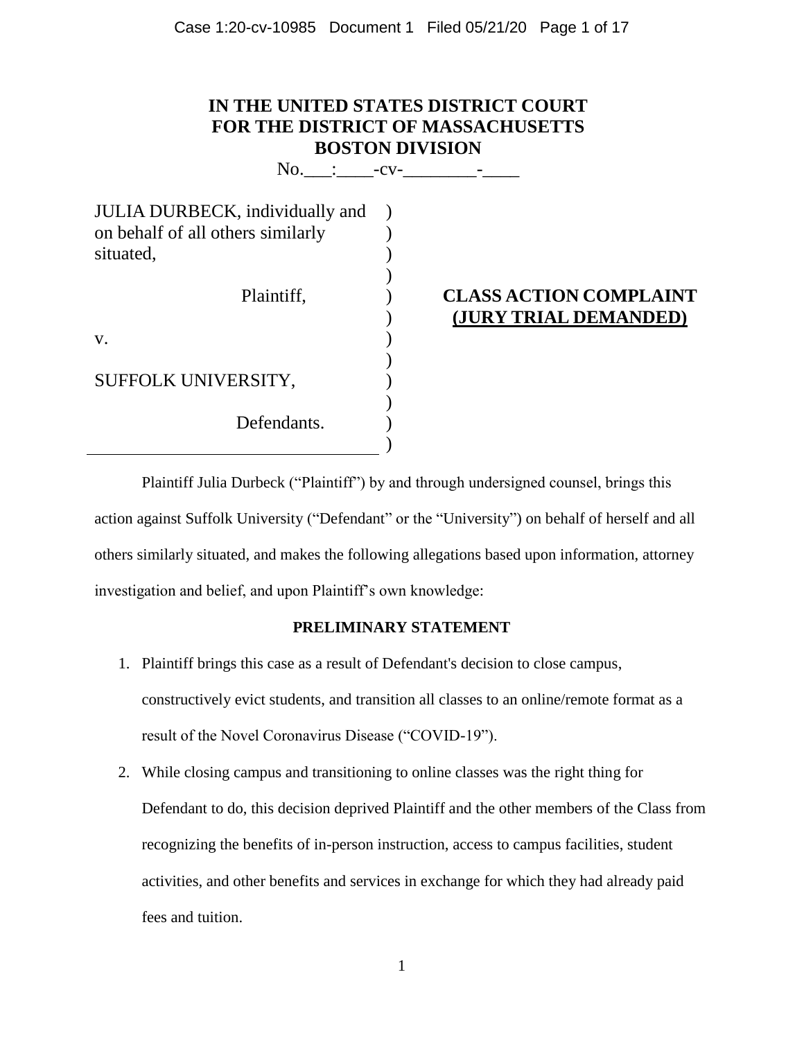**IN THE UNITED STATES DISTRICT COURT**
**FOR THE DISTRICT OF MASSACHUSETTS**
**BOSTON DIVISION**

No.___:____-cv-________-____

JULIA DURBECK, individually and on behalf of all others similarly situated,

Plaintiff,

v.

SUFFOLK UNIVERSITY,

Defendants.

**CLASS ACTION COMPLAINT**
**(JURY TRIAL DEMANDED)**

Plaintiff Julia Durbeck ("Plaintiff") by and through undersigned counsel, brings this action against Suffolk University ("Defendant" or the "University") on behalf of herself and all others similarly situated, and makes the following allegations based upon information, attorney investigation and belief, and upon Plaintiff's own knowledge:

**PRELIMINARY STATEMENT**

1. Plaintiff brings this case as a result of Defendant's decision to close campus, constructively evict students, and transition all classes to an online/remote format as a result of the Novel Coronavirus Disease ("COVID-19").

2. While closing campus and transitioning to online classes was the right thing for Defendant to do, this decision deprived Plaintiff and the other members of the Class from recognizing the benefits of in-person instruction, access to campus facilities, student activities, and other benefits and services in exchange for which they had already paid fees and tuition.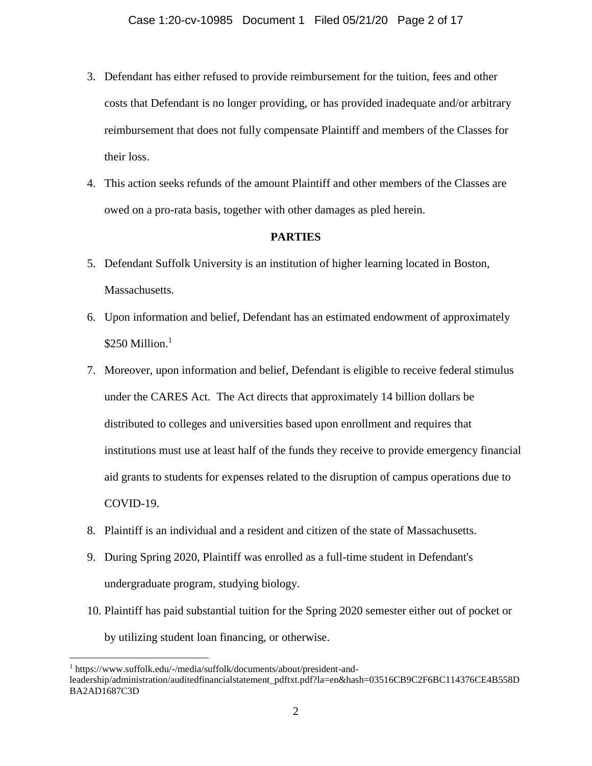3. Defendant has either refused to provide reimbursement for the tuition, fees and other costs that Defendant is no longer providing, or has provided inadequate and/or arbitrary reimbursement that does not fully compensate Plaintiff and members of the Classes for their loss.

4. This action seeks refunds of the amount Plaintiff and other members of the Classes are owed on a pro-rata basis, together with other damages as pled herein.

**PARTIES**

5. Defendant Suffolk University is an institution of higher learning located in Boston, Massachusetts.

6. Upon information and belief, Defendant has an estimated endowment of approximately \$250 Million.[1]

7. Moreover, upon information and belief, Defendant is eligible to receive federal stimulus under the CARES Act. The Act directs that approximately 14 billion dollars be distributed to colleges and universities based upon enrollment and requires that institutions must use at least half of the funds they receive to provide emergency financial aid grants to students for expenses related to the disruption of campus operations due to COVID-19.

8. Plaintiff is an individual and a resident and citizen of the state of Massachusetts.

9. During Spring 2020, Plaintiff was enrolled as a full-time student in Defendant's undergraduate program, studying biology.

10. Plaintiff has paid substantial tuition for the Spring 2020 semester either out of pocket or by utilizing student loan financing, or otherwise.

---

[1] https://www.suffolk.edu/-/media/suffolk/documents/about/president-and-leadership/administration/auditedfinancialstatement_pdftxt.pdf?la=en&hash=03516CB9C2F6BC114376CE4B558DBA2AD1687C3D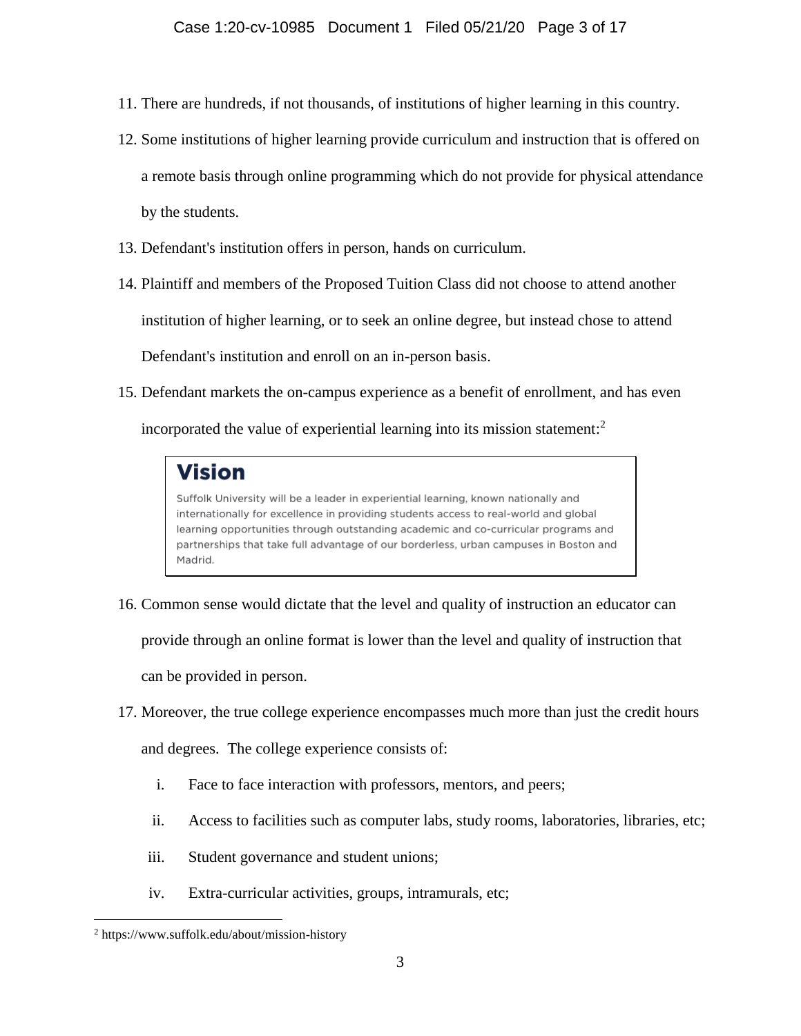11. There are hundreds, if not thousands, of institutions of higher learning in this country.

12. Some institutions of higher learning provide curriculum and instruction that is offered on a remote basis through online programming which do not provide for physical attendance by the students.

13. Defendant's institution offers in person, hands on curriculum.

14. Plaintiff and members of the Proposed Tuition Class did not choose to attend another institution of higher learning, or to seek an online degree, but instead chose to attend Defendant's institution and enroll on an in-person basis.

15. Defendant markets the on-campus experience as a benefit of enrollment, and has even incorporated the value of experiential learning into its mission statement:[2]

> **Vision**
>
> Suffolk University will be a leader in experiential learning, known nationally and internationally for excellence in providing students access to real-world and global learning opportunities through outstanding academic and co-curricular programs and partnerships that take full advantage of our borderless, urban campuses in Boston and Madrid.

16. Common sense would dictate that the level and quality of instruction an educator can provide through an online format is lower than the level and quality of instruction that can be provided in person.

17. Moreover, the true college experience encompasses much more than just the credit hours and degrees. The college experience consists of:

    i. Face to face interaction with professors, mentors, and peers;

    ii. Access to facilities such as computer labs, study rooms, laboratories, libraries, etc;

    iii. Student governance and student unions;

    iv. Extra-curricular activities, groups, intramurals, etc;

---

[2] https://www.suffolk.edu/about/mission-history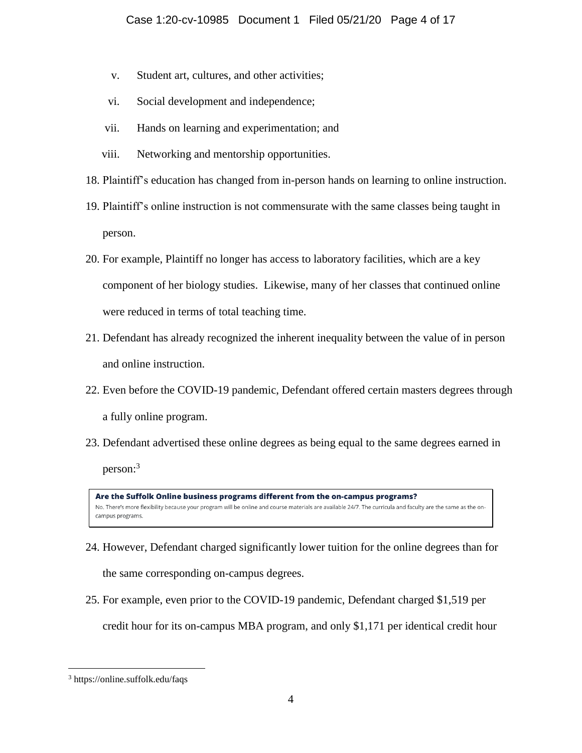v. Student art, cultures, and other activities;

vi. Social development and independence;

vii. Hands on learning and experimentation; and

viii. Networking and mentorship opportunities.

18. Plaintiff's education has changed from in-person hands on learning to online instruction.

19. Plaintiff's online instruction is not commensurate with the same classes being taught in person.

20. For example, Plaintiff no longer has access to laboratory facilities, which are a key component of her biology studies. Likewise, many of her classes that continued online were reduced in terms of total teaching time.

21. Defendant has already recognized the inherent inequality between the value of in person and online instruction.

22. Even before the COVID-19 pandemic, Defendant offered certain masters degrees through a fully online program.

23. Defendant advertised these online degrees as being equal to the same degrees earned in person:[3]

> **Are the Suffolk Online business programs different from the on-campus programs?**
> No. There's more flexibility because your program will be online and course materials are available 24/7. The curricula and faculty are the same as the on-campus programs.

24. However, Defendant charged significantly lower tuition for the online degrees than for the same corresponding on-campus degrees.

25. For example, even prior to the COVID-19 pandemic, Defendant charged $1,519 per credit hour for its on-campus MBA program, and only $1,171 per identical credit hour

---

[3] https://online.suffolk.edu/faqs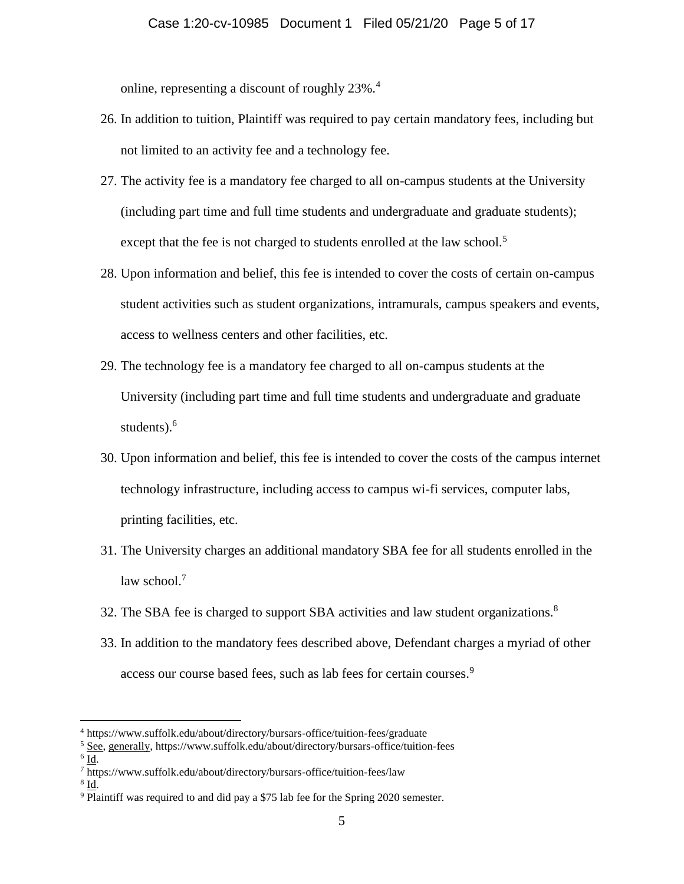online, representing a discount of roughly 23%.[4]

26. In addition to tuition, Plaintiff was required to pay certain mandatory fees, including but not limited to an activity fee and a technology fee.

27. The activity fee is a mandatory fee charged to all on-campus students at the University (including part time and full time students and undergraduate and graduate students); except that the fee is not charged to students enrolled at the law school.[5]

28. Upon information and belief, this fee is intended to cover the costs of certain on-campus student activities such as student organizations, intramurals, campus speakers and events, access to wellness centers and other facilities, etc.

29. The technology fee is a mandatory fee charged to all on-campus students at the University (including part time and full time students and undergraduate and graduate students).[6]

30. Upon information and belief, this fee is intended to cover the costs of the campus internet technology infrastructure, including access to campus wi-fi services, computer labs, printing facilities, etc.

31. The University charges an additional mandatory SBA fee for all students enrolled in the law school.[7]

32. The SBA fee is charged to support SBA activities and law student organizations.[8]

33. In addition to the mandatory fees described above, Defendant charges a myriad of other access our course based fees, such as lab fees for certain courses.[9]

---

[4] https://www.suffolk.edu/about/directory/bursars-office/tuition-fees/graduate

[5] See, generally, https://www.suffolk.edu/about/directory/bursars-office/tuition-fees

[6] Id.

[7] https://www.suffolk.edu/about/directory/bursars-office/tuition-fees/law

[8] Id.

[9] Plaintiff was required to and did pay a $75 lab fee for the Spring 2020 semester.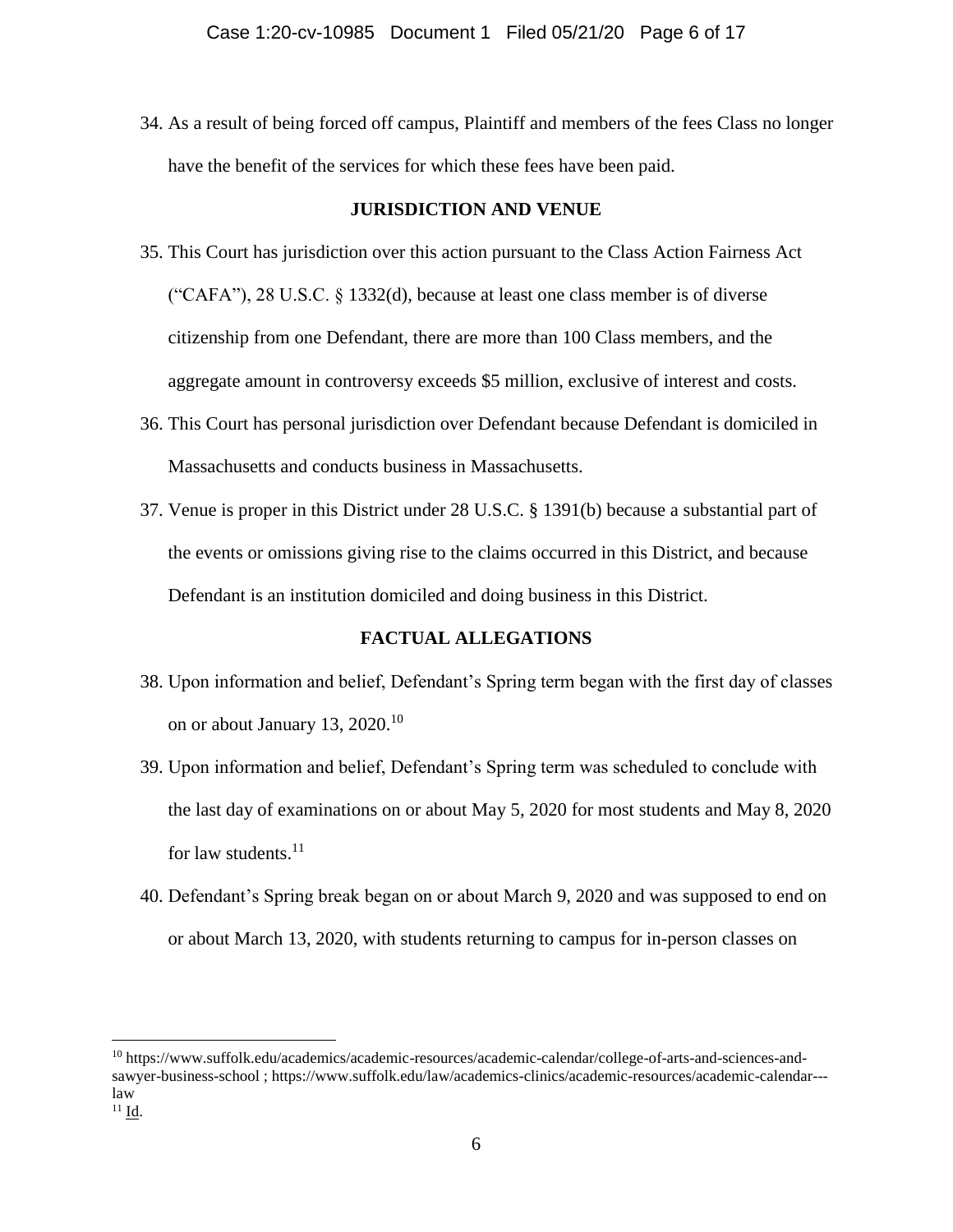34. As a result of being forced off campus, Plaintiff and members of the fees Class no longer have the benefit of the services for which these fees have been paid.

## JURISDICTION AND VENUE

35. This Court has jurisdiction over this action pursuant to the Class Action Fairness Act ("CAFA"), 28 U.S.C. § 1332(d), because at least one class member is of diverse citizenship from one Defendant, there are more than 100 Class members, and the aggregate amount in controversy exceeds $5 million, exclusive of interest and costs.

36. This Court has personal jurisdiction over Defendant because Defendant is domiciled in Massachusetts and conducts business in Massachusetts.

37. Venue is proper in this District under 28 U.S.C. § 1391(b) because a substantial part of the events or omissions giving rise to the claims occurred in this District, and because Defendant is an institution domiciled and doing business in this District.

## FACTUAL ALLEGATIONS

38. Upon information and belief, Defendant's Spring term began with the first day of classes on or about January 13, 2020.[10]

39. Upon information and belief, Defendant's Spring term was scheduled to conclude with the last day of examinations on or about May 5, 2020 for most students and May 8, 2020 for law students.[11]

40. Defendant's Spring break began on or about March 9, 2020 and was supposed to end on or about March 13, 2020, with students returning to campus for in-person classes on

---

[10] https://www.suffolk.edu/academics/academic-resources/academic-calendar/college-of-arts-and-sciences-and-sawyer-business-school ; https://www.suffolk.edu/law/academics-clinics/academic-resources/academic-calendar---law

[11] Id.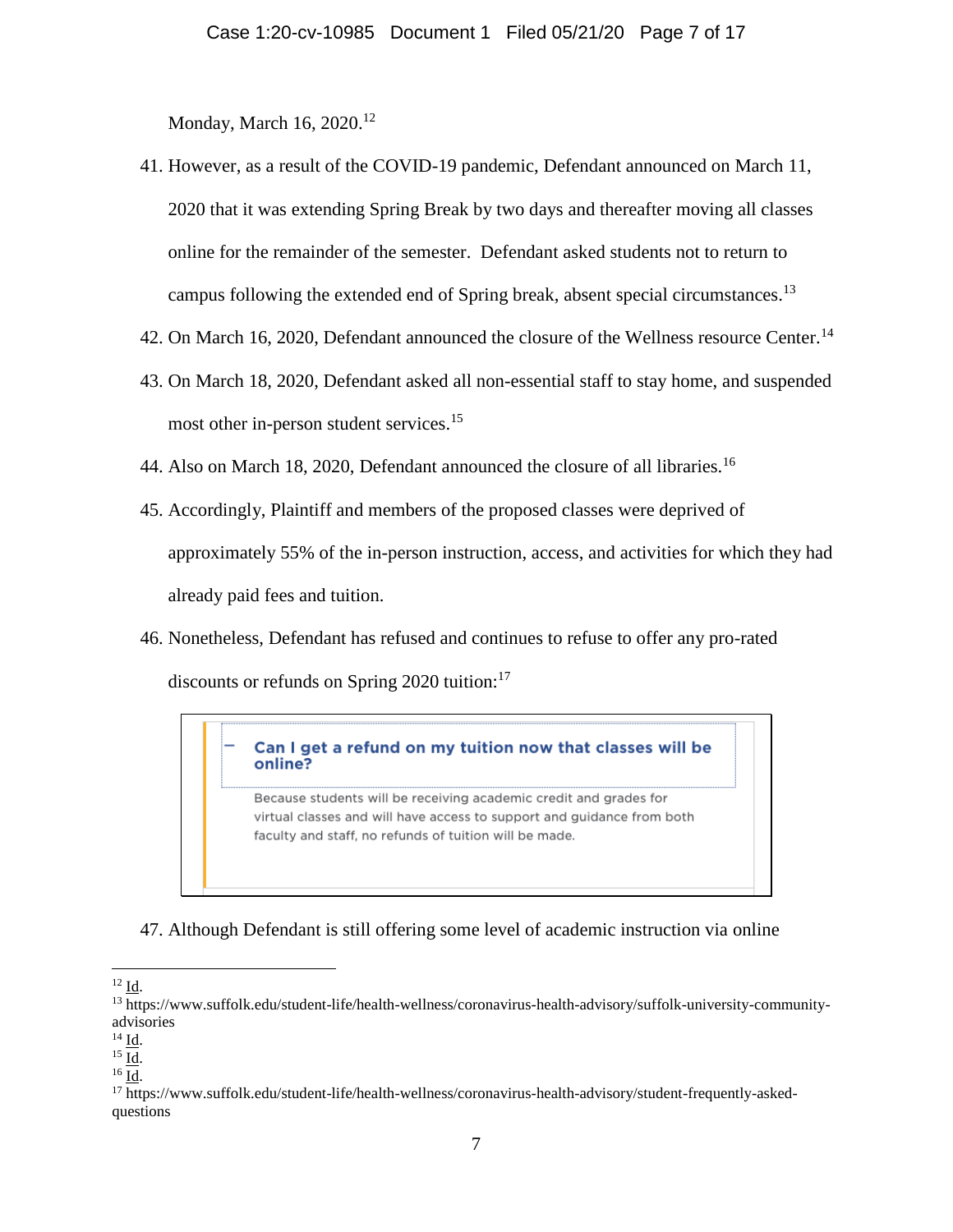Monday, March 16, 2020.[12]

41. However, as a result of the COVID-19 pandemic, Defendant announced on March 11, 2020 that it was extending Spring Break by two days and thereafter moving all classes online for the remainder of the semester. Defendant asked students not to return to campus following the extended end of Spring break, absent special circumstances.[13]

42. On March 16, 2020, Defendant announced the closure of the Wellness resource Center.[14]

43. On March 18, 2020, Defendant asked all non-essential staff to stay home, and suspended most other in-person student services.[15]

44. Also on March 18, 2020, Defendant announced the closure of all libraries.[16]

45. Accordingly, Plaintiff and members of the proposed classes were deprived of approximately 55% of the in-person instruction, access, and activities for which they had already paid fees and tuition.

46. Nonetheless, Defendant has refused and continues to refuse to offer any pro-rated discounts or refunds on Spring 2020 tuition:[17]

> **Can I get a refund on my tuition now that classes will be online?**
>
> Because students will be receiving academic credit and grades for virtual classes and will have access to support and guidance from both faculty and staff, no refunds of tuition will be made.

47. Although Defendant is still offering some level of academic instruction via online

---

[12] Id.

[13] https://www.suffolk.edu/student-life/health-wellness/coronavirus-health-advisory/suffolk-university-community-advisories

[14] Id.

[15] Id.

[16] Id.

[17] https://www.suffolk.edu/student-life/health-wellness/coronavirus-health-advisory/student-frequently-asked-questions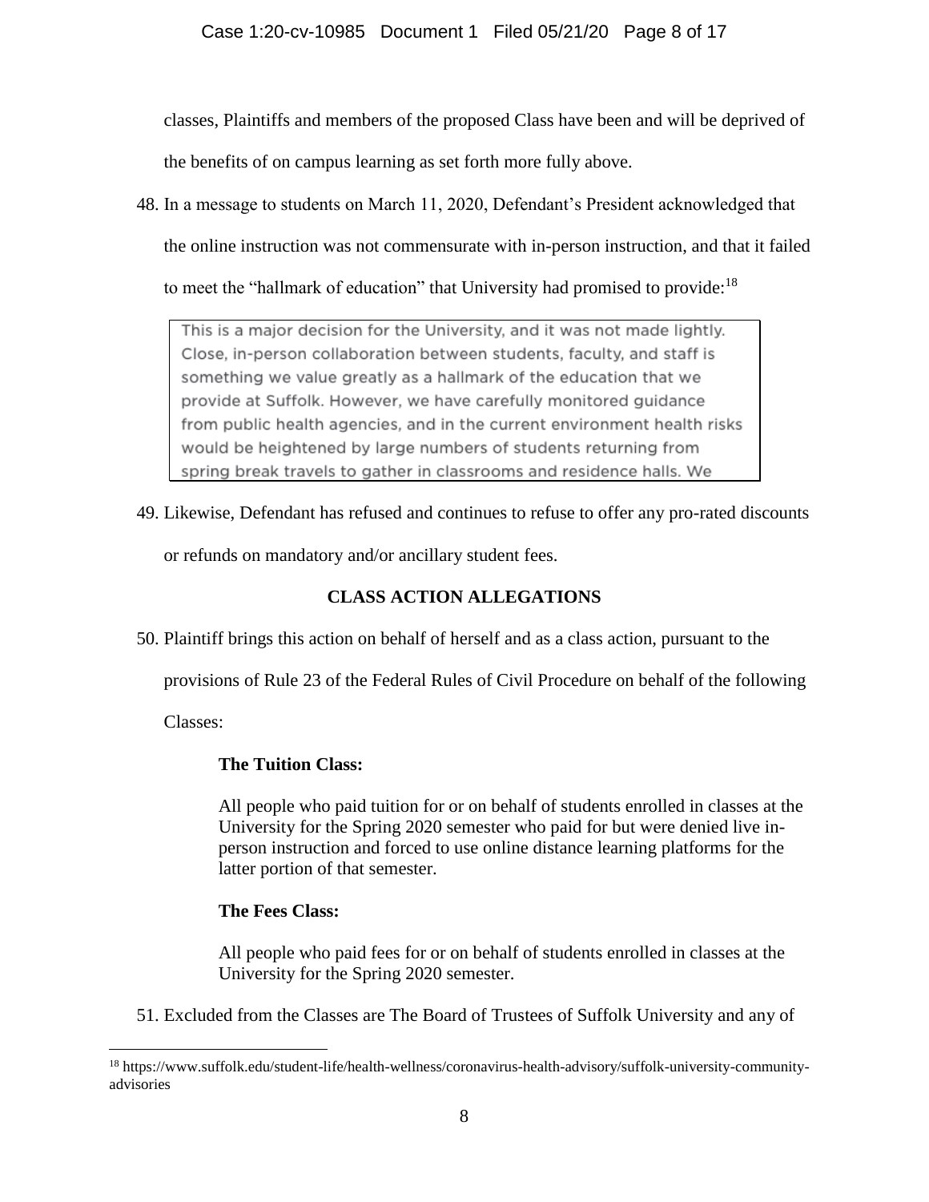classes, Plaintiffs and members of the proposed Class have been and will be deprived of the benefits of on campus learning as set forth more fully above.

48. In a message to students on March 11, 2020, Defendant's President acknowledged that the online instruction was not commensurate with in-person instruction, and that it failed to meet the "hallmark of education" that University had promised to provide:[18]

> This is a major decision for the University, and it was not made lightly. Close, in-person collaboration between students, faculty, and staff is something we value greatly as a hallmark of the education that we provide at Suffolk. However, we have carefully monitored guidance from public health agencies, and in the current environment health risks would be heightened by large numbers of students returning from spring break travels to gather in classrooms and residence halls. We

49. Likewise, Defendant has refused and continues to refuse to offer any pro-rated discounts or refunds on mandatory and/or ancillary student fees.

## CLASS ACTION ALLEGATIONS

50. Plaintiff brings this action on behalf of herself and as a class action, pursuant to the provisions of Rule 23 of the Federal Rules of Civil Procedure on behalf of the following Classes:

**The Tuition Class:**

All people who paid tuition for or on behalf of students enrolled in classes at the University for the Spring 2020 semester who paid for but were denied live in-person instruction and forced to use online distance learning platforms for the latter portion of that semester.

**The Fees Class:**

All people who paid fees for or on behalf of students enrolled in classes at the University for the Spring 2020 semester.

51. Excluded from the Classes are The Board of Trustees of Suffolk University and any of

---

[18] https://www.suffolk.edu/student-life/health-wellness/coronavirus-health-advisory/suffolk-university-community-advisories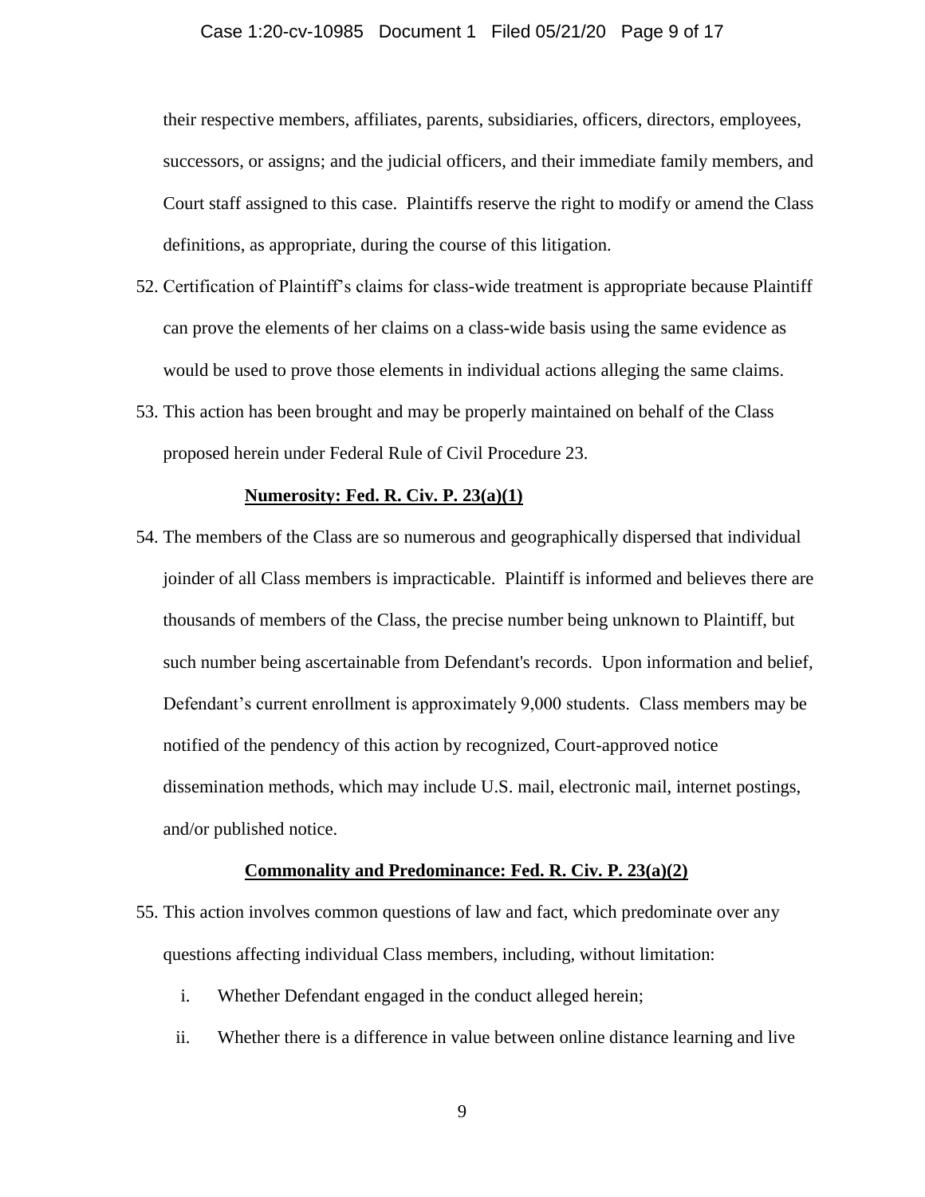their respective members, affiliates, parents, subsidiaries, officers, directors, employees, successors, or assigns; and the judicial officers, and their immediate family members, and Court staff assigned to this case. Plaintiffs reserve the right to modify or amend the Class definitions, as appropriate, during the course of this litigation.

52. Certification of Plaintiff's claims for class-wide treatment is appropriate because Plaintiff can prove the elements of her claims on a class-wide basis using the same evidence as would be used to prove those elements in individual actions alleging the same claims.

53. This action has been brought and may be properly maintained on behalf of the Class proposed herein under Federal Rule of Civil Procedure 23.

**Numerosity: Fed. R. Civ. P. 23(a)(1)**

54. The members of the Class are so numerous and geographically dispersed that individual joinder of all Class members is impracticable. Plaintiff is informed and believes there are thousands of members of the Class, the precise number being unknown to Plaintiff, but such number being ascertainable from Defendant's records. Upon information and belief, Defendant's current enrollment is approximately 9,000 students. Class members may be notified of the pendency of this action by recognized, Court-approved notice dissemination methods, which may include U.S. mail, electronic mail, internet postings, and/or published notice.

**Commonality and Predominance: Fed. R. Civ. P. 23(a)(2)**

55. This action involves common questions of law and fact, which predominate over any questions affecting individual Class members, including, without limitation:

   i. Whether Defendant engaged in the conduct alleged herein;

   ii. Whether there is a difference in value between online distance learning and live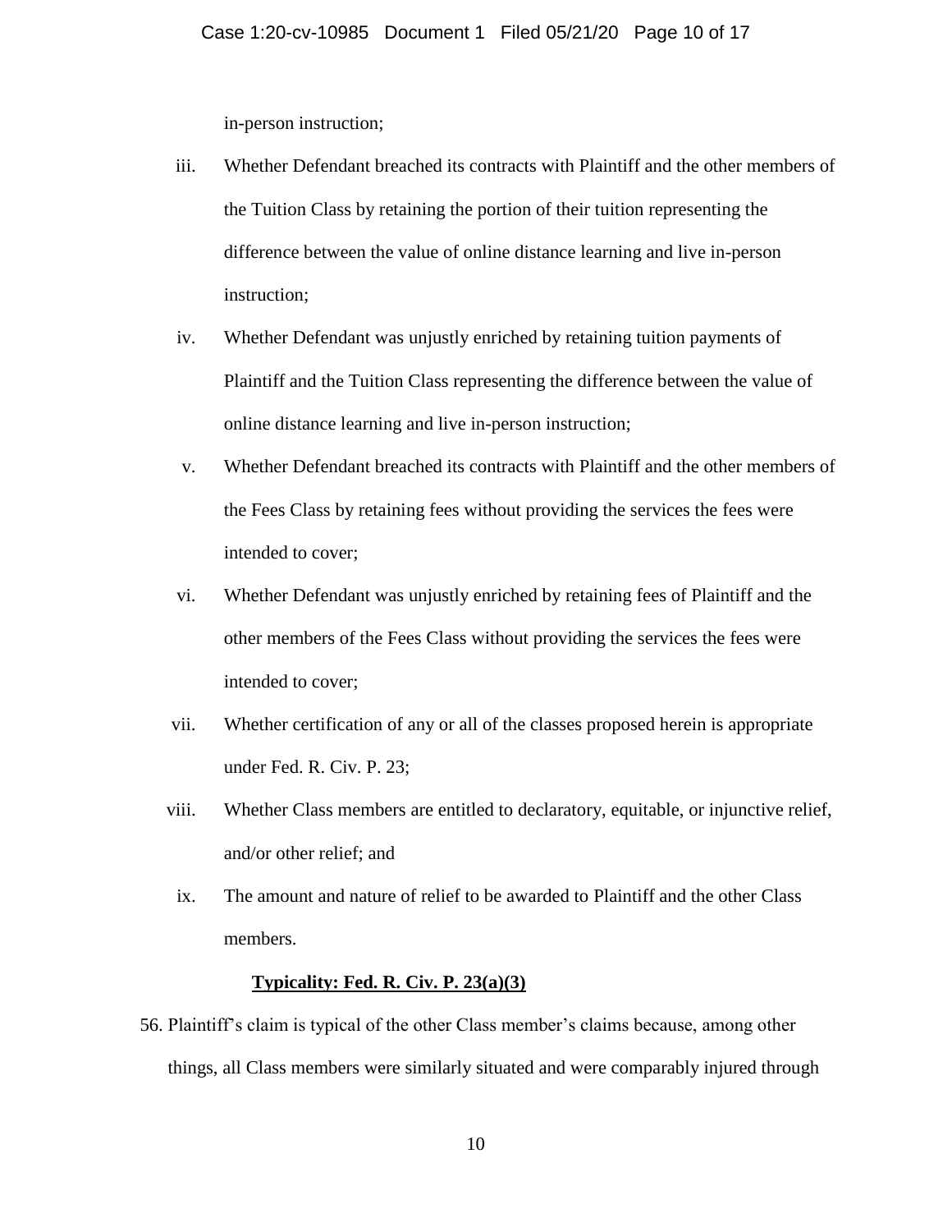in-person instruction;

iii. Whether Defendant breached its contracts with Plaintiff and the other members of the Tuition Class by retaining the portion of their tuition representing the difference between the value of online distance learning and live in-person instruction;

iv. Whether Defendant was unjustly enriched by retaining tuition payments of Plaintiff and the Tuition Class representing the difference between the value of online distance learning and live in-person instruction;

v. Whether Defendant breached its contracts with Plaintiff and the other members of the Fees Class by retaining fees without providing the services the fees were intended to cover;

vi. Whether Defendant was unjustly enriched by retaining fees of Plaintiff and the other members of the Fees Class without providing the services the fees were intended to cover;

vii. Whether certification of any or all of the classes proposed herein is appropriate under Fed. R. Civ. P. 23;

viii. Whether Class members are entitled to declaratory, equitable, or injunctive relief, and/or other relief; and

ix. The amount and nature of relief to be awarded to Plaintiff and the other Class members.

**Typicality: Fed. R. Civ. P. 23(a)(3)**

56. Plaintiff's claim is typical of the other Class member's claims because, among other things, all Class members were similarly situated and were comparably injured through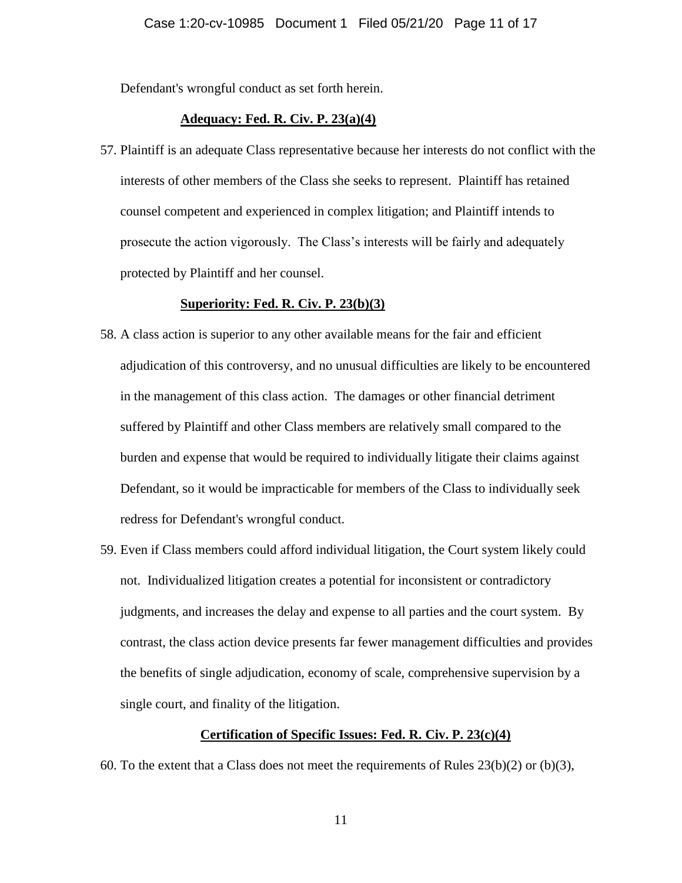Defendant's wrongful conduct as set forth herein.

**Adequacy: Fed. R. Civ. P. 23(a)(4)**

57. Plaintiff is an adequate Class representative because her interests do not conflict with the interests of other members of the Class she seeks to represent. Plaintiff has retained counsel competent and experienced in complex litigation; and Plaintiff intends to prosecute the action vigorously. The Class's interests will be fairly and adequately protected by Plaintiff and her counsel.

**Superiority: Fed. R. Civ. P. 23(b)(3)**

58. A class action is superior to any other available means for the fair and efficient adjudication of this controversy, and no unusual difficulties are likely to be encountered in the management of this class action. The damages or other financial detriment suffered by Plaintiff and other Class members are relatively small compared to the burden and expense that would be required to individually litigate their claims against Defendant, so it would be impracticable for members of the Class to individually seek redress for Defendant's wrongful conduct.

59. Even if Class members could afford individual litigation, the Court system likely could not. Individualized litigation creates a potential for inconsistent or contradictory judgments, and increases the delay and expense to all parties and the court system. By contrast, the class action device presents far fewer management difficulties and provides the benefits of single adjudication, economy of scale, comprehensive supervision by a single court, and finality of the litigation.

**Certification of Specific Issues: Fed. R. Civ. P. 23(c)(4)**

60. To the extent that a Class does not meet the requirements of Rules 23(b)(2) or (b)(3),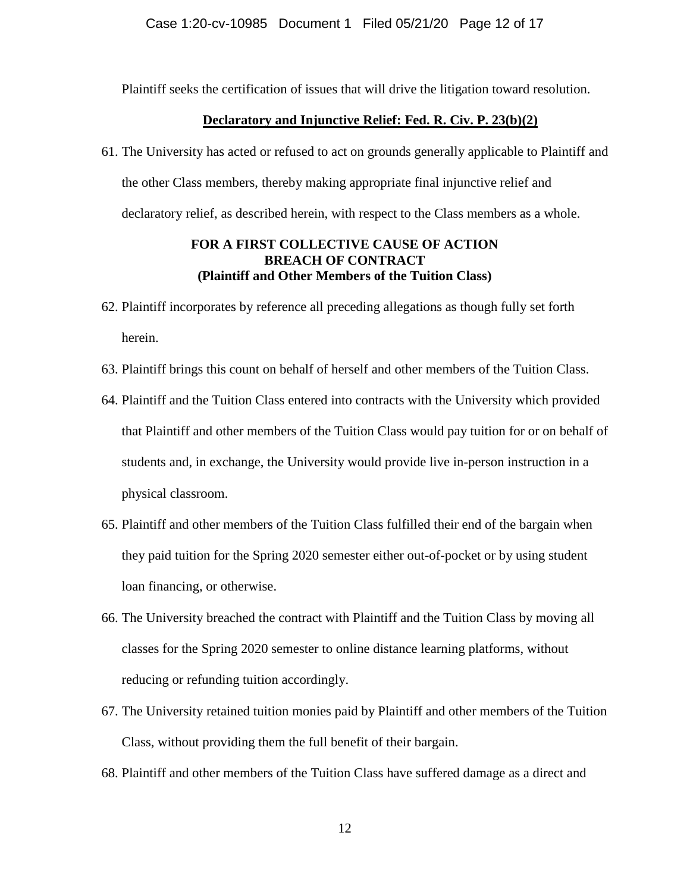Plaintiff seeks the certification of issues that will drive the litigation toward resolution.

**Declaratory and Injunctive Relief: Fed. R. Civ. P. 23(b)(2)**

61. The University has acted or refused to act on grounds generally applicable to Plaintiff and the other Class members, thereby making appropriate final injunctive relief and declaratory relief, as described herein, with respect to the Class members as a whole.

**FOR A FIRST COLLECTIVE CAUSE OF ACTION**
**BREACH OF CONTRACT**
**(Plaintiff and Other Members of the Tuition Class)**

62. Plaintiff incorporates by reference all preceding allegations as though fully set forth herein.
63. Plaintiff brings this count on behalf of herself and other members of the Tuition Class.
64. Plaintiff and the Tuition Class entered into contracts with the University which provided that Plaintiff and other members of the Tuition Class would pay tuition for or on behalf of students and, in exchange, the University would provide live in-person instruction in a physical classroom.
65. Plaintiff and other members of the Tuition Class fulfilled their end of the bargain when they paid tuition for the Spring 2020 semester either out-of-pocket or by using student loan financing, or otherwise.
66. The University breached the contract with Plaintiff and the Tuition Class by moving all classes for the Spring 2020 semester to online distance learning platforms, without reducing or refunding tuition accordingly.
67. The University retained tuition monies paid by Plaintiff and other members of the Tuition Class, without providing them the full benefit of their bargain.
68. Plaintiff and other members of the Tuition Class have suffered damage as a direct and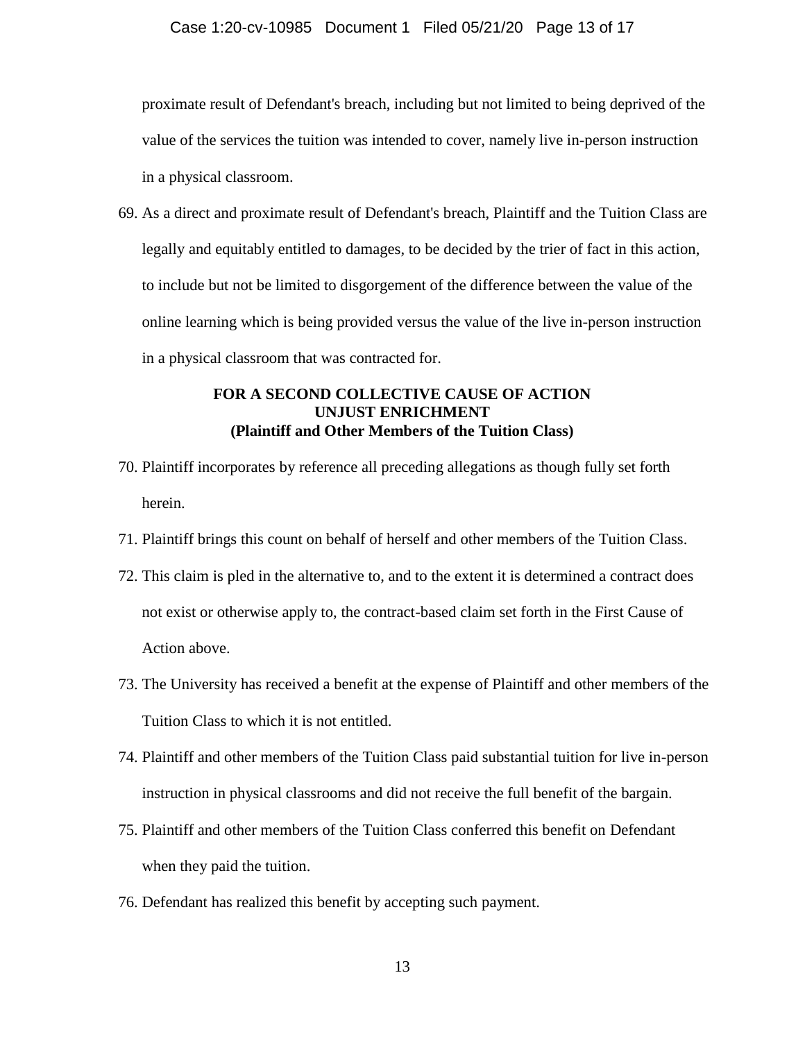proximate result of Defendant's breach, including but not limited to being deprived of the value of the services the tuition was intended to cover, namely live in-person instruction in a physical classroom.

69. As a direct and proximate result of Defendant's breach, Plaintiff and the Tuition Class are legally and equitably entitled to damages, to be decided by the trier of fact in this action, to include but not be limited to disgorgement of the difference between the value of the online learning which is being provided versus the value of the live in-person instruction in a physical classroom that was contracted for.

**FOR A SECOND COLLECTIVE CAUSE OF ACTION**
**UNJUST ENRICHMENT**
**(Plaintiff and Other Members of the Tuition Class)**

70. Plaintiff incorporates by reference all preceding allegations as though fully set forth herein.

71. Plaintiff brings this count on behalf of herself and other members of the Tuition Class.

72. This claim is pled in the alternative to, and to the extent it is determined a contract does not exist or otherwise apply to, the contract-based claim set forth in the First Cause of Action above.

73. The University has received a benefit at the expense of Plaintiff and other members of the Tuition Class to which it is not entitled.

74. Plaintiff and other members of the Tuition Class paid substantial tuition for live in-person instruction in physical classrooms and did not receive the full benefit of the bargain.

75. Plaintiff and other members of the Tuition Class conferred this benefit on Defendant when they paid the tuition.

76. Defendant has realized this benefit by accepting such payment.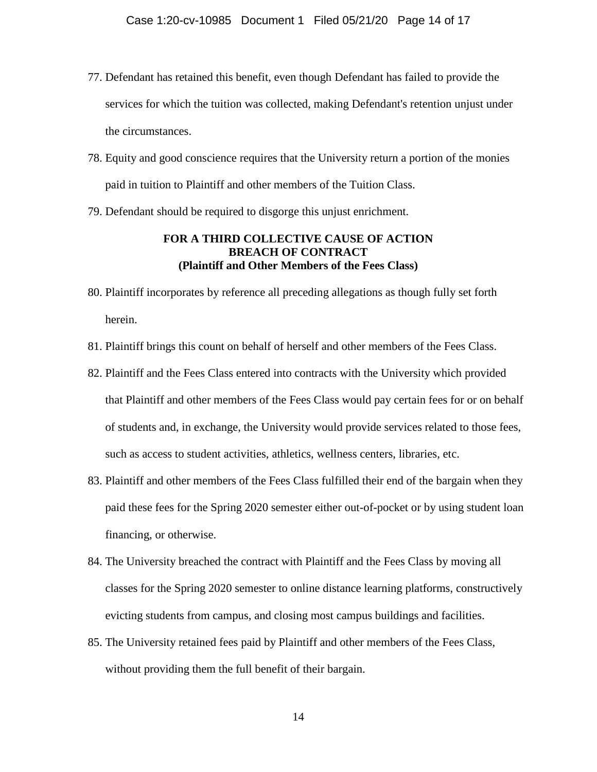77. Defendant has retained this benefit, even though Defendant has failed to provide the services for which the tuition was collected, making Defendant's retention unjust under the circumstances.

78. Equity and good conscience requires that the University return a portion of the monies paid in tuition to Plaintiff and other members of the Tuition Class.

79. Defendant should be required to disgorge this unjust enrichment.

**FOR A THIRD COLLECTIVE CAUSE OF ACTION**
**BREACH OF CONTRACT**
**(Plaintiff and Other Members of the Fees Class)**

80. Plaintiff incorporates by reference all preceding allegations as though fully set forth herein.

81. Plaintiff brings this count on behalf of herself and other members of the Fees Class.

82. Plaintiff and the Fees Class entered into contracts with the University which provided that Plaintiff and other members of the Fees Class would pay certain fees for or on behalf of students and, in exchange, the University would provide services related to those fees, such as access to student activities, athletics, wellness centers, libraries, etc.

83. Plaintiff and other members of the Fees Class fulfilled their end of the bargain when they paid these fees for the Spring 2020 semester either out-of-pocket or by using student loan financing, or otherwise.

84. The University breached the contract with Plaintiff and the Fees Class by moving all classes for the Spring 2020 semester to online distance learning platforms, constructively evicting students from campus, and closing most campus buildings and facilities.

85. The University retained fees paid by Plaintiff and other members of the Fees Class, without providing them the full benefit of their bargain.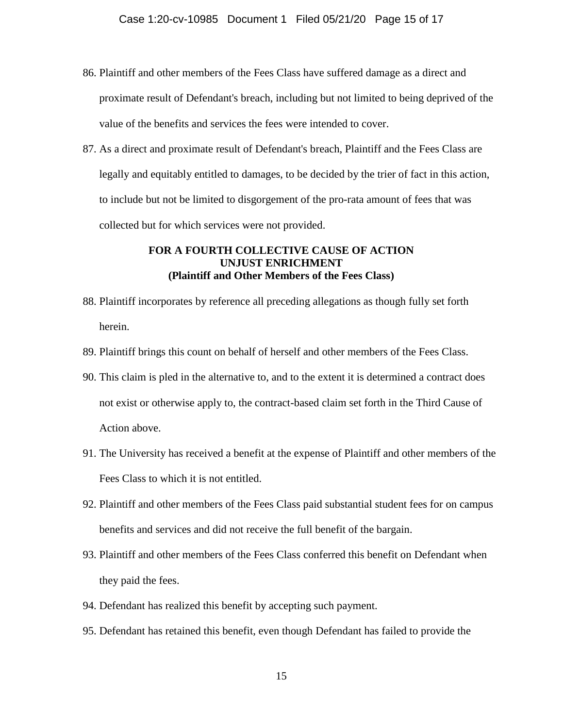86. Plaintiff and other members of the Fees Class have suffered damage as a direct and proximate result of Defendant's breach, including but not limited to being deprived of the value of the benefits and services the fees were intended to cover.

87. As a direct and proximate result of Defendant's breach, Plaintiff and the Fees Class are legally and equitably entitled to damages, to be decided by the trier of fact in this action, to include but not be limited to disgorgement of the pro-rata amount of fees that was collected but for which services were not provided.

**FOR A FOURTH COLLECTIVE CAUSE OF ACTION**
**UNJUST ENRICHMENT**
**(Plaintiff and Other Members of the Fees Class)**

88. Plaintiff incorporates by reference all preceding allegations as though fully set forth herein.

89. Plaintiff brings this count on behalf of herself and other members of the Fees Class.

90. This claim is pled in the alternative to, and to the extent it is determined a contract does not exist or otherwise apply to, the contract-based claim set forth in the Third Cause of Action above.

91. The University has received a benefit at the expense of Plaintiff and other members of the Fees Class to which it is not entitled.

92. Plaintiff and other members of the Fees Class paid substantial student fees for on campus benefits and services and did not receive the full benefit of the bargain.

93. Plaintiff and other members of the Fees Class conferred this benefit on Defendant when they paid the fees.

94. Defendant has realized this benefit by accepting such payment.

95. Defendant has retained this benefit, even though Defendant has failed to provide the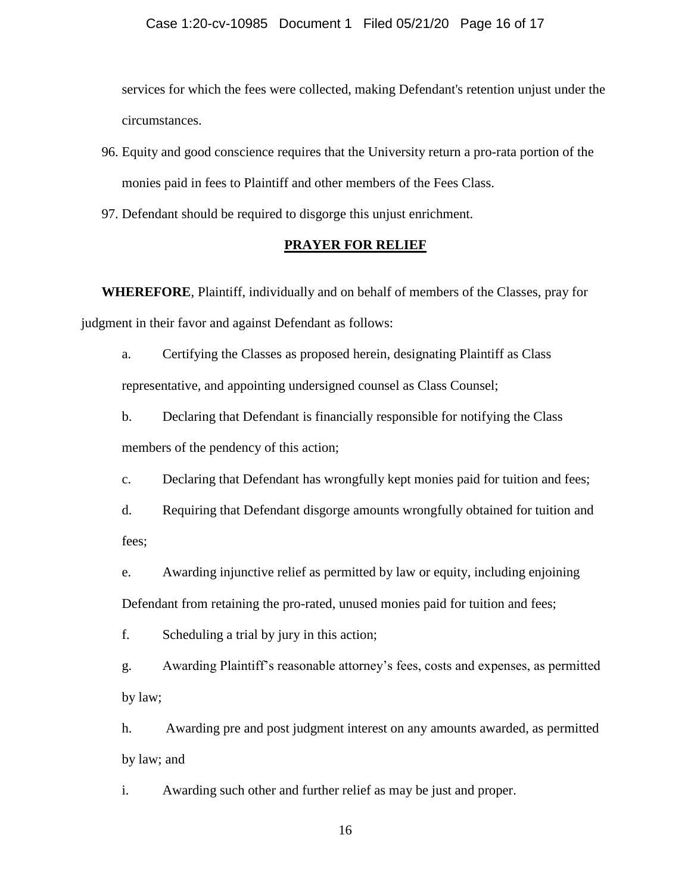services for which the fees were collected, making Defendant's retention unjust under the circumstances.

96. Equity and good conscience requires that the University return a pro-rata portion of the monies paid in fees to Plaintiff and other members of the Fees Class.

97. Defendant should be required to disgorge this unjust enrichment.

## PRAYER FOR RELIEF

**WHEREFORE**, Plaintiff, individually and on behalf of members of the Classes, pray for judgment in their favor and against Defendant as follows:

a. Certifying the Classes as proposed herein, designating Plaintiff as Class representative, and appointing undersigned counsel as Class Counsel;

b. Declaring that Defendant is financially responsible for notifying the Class members of the pendency of this action;

c. Declaring that Defendant has wrongfully kept monies paid for tuition and fees;

d. Requiring that Defendant disgorge amounts wrongfully obtained for tuition and fees;

e. Awarding injunctive relief as permitted by law or equity, including enjoining Defendant from retaining the pro-rated, unused monies paid for tuition and fees;

f. Scheduling a trial by jury in this action;

g. Awarding Plaintiff's reasonable attorney's fees, costs and expenses, as permitted by law;

h. Awarding pre and post judgment interest on any amounts awarded, as permitted by law; and

i. Awarding such other and further relief as may be just and proper.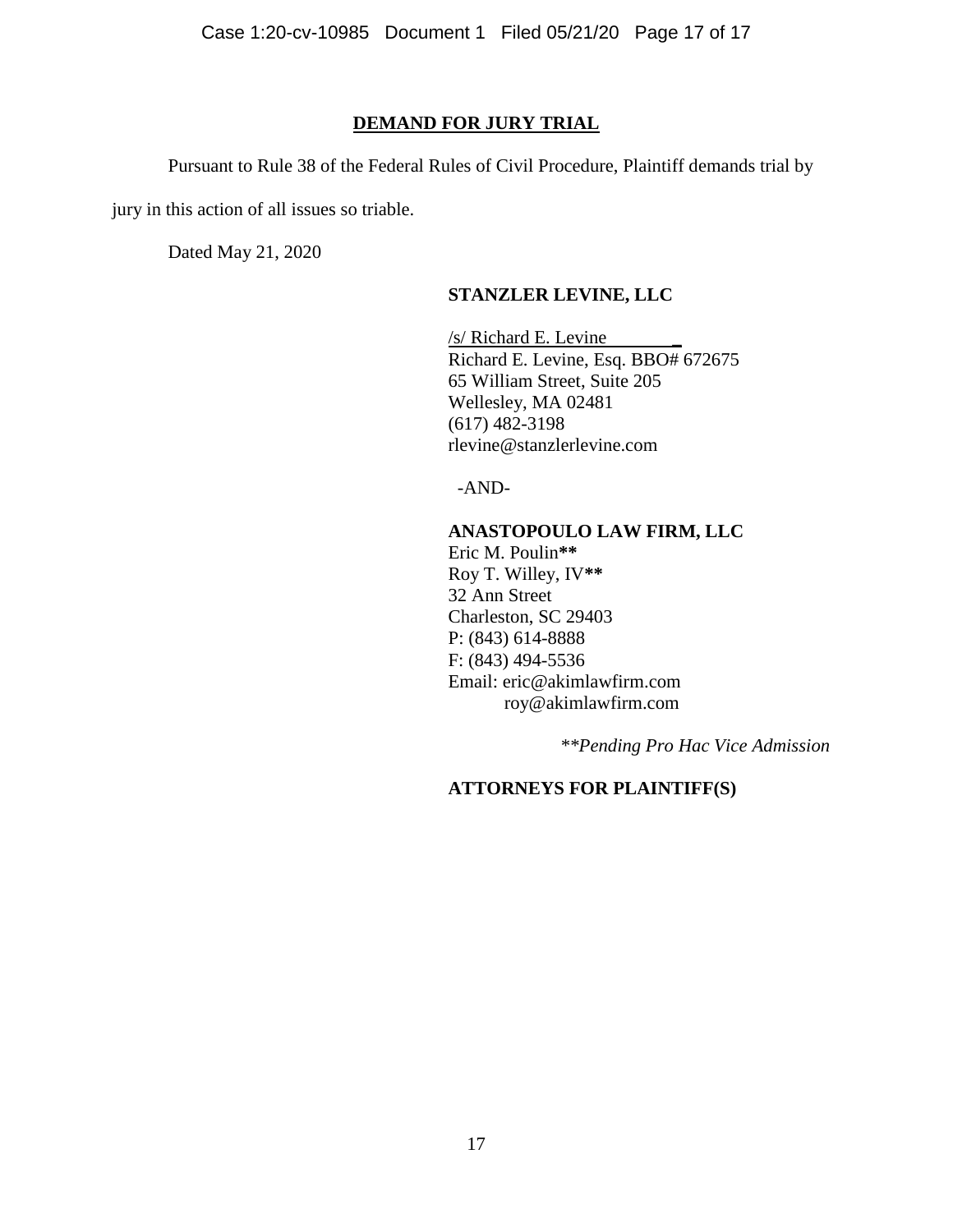## DEMAND FOR JURY TRIAL

Pursuant to Rule 38 of the Federal Rules of Civil Procedure, Plaintiff demands trial by jury in this action of all issues so triable.

Dated May 21, 2020

**STANZLER LEVINE, LLC**

/s/ Richard E. Levine
Richard E. Levine, Esq. BBO# 672675
65 William Street, Suite 205
Wellesley, MA 02481
(617) 482-3198
rlevine@stanzlerlevine.com

-AND-

**ANASTOPOULO LAW FIRM, LLC**
Eric M. Poulin**
Roy T. Willey, IV**
32 Ann Street
Charleston, SC 29403
P: (843) 614-8888
F: (843) 494-5536
Email: eric@akimlawfirm.com
roy@akimlawfirm.com

*\*\*Pending Pro Hac Vice Admission*

**ATTORNEYS FOR PLAINTIFF(S)**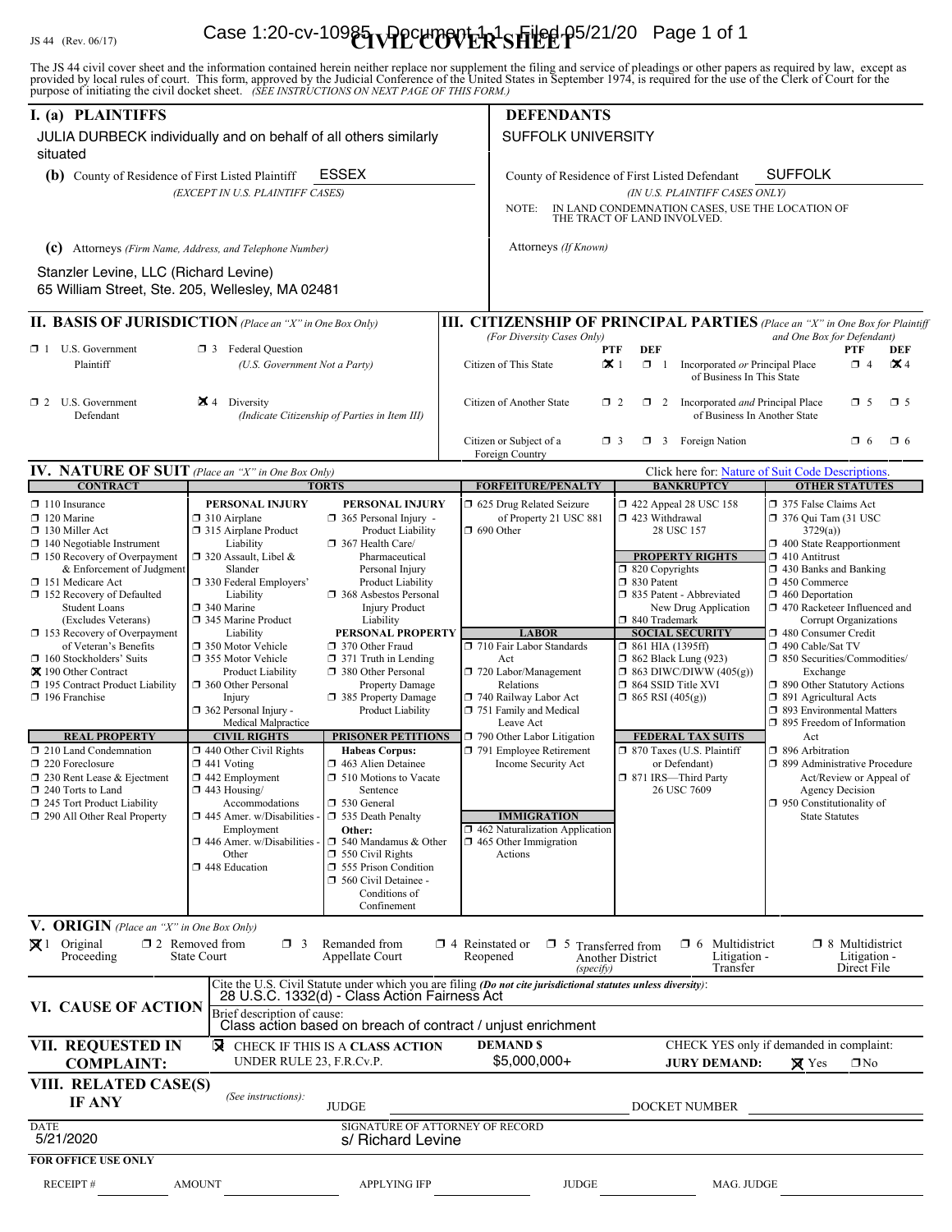JS 44 (Rev. 06/17)

# CIVIL COVER SHEET

The JS 44 civil cover sheet and the information contained herein neither replace nor supplement the filing and service of pleadings or other papers as required by law, except as provided by local rules of court. This form, approved by the Judicial Conference of the United States in September 1974, is required for the use of the Clerk of Court for the purpose of initiating the civil docket sheet. *(SEE INSTRUCTIONS ON NEXT PAGE OF THIS FORM.)*

## I. (a) PLAINTIFFS

JULIA DURBECK individually and on behalf of all others similarly situated

**(b)** County of Residence of First Listed Plaintiff: ESSEX
*(EXCEPT IN U.S. PLAINTIFF CASES)*

**(c)** Attorneys *(Firm Name, Address, and Telephone Number)*

Stanzler Levine, LLC (Richard Levine)
65 William Street, Ste. 205, Wellesley, MA 02481

## DEFENDANTS

SUFFOLK UNIVERSITY

County of Residence of First Listed Defendant: SUFFOLK
*(IN U.S. PLAINTIFF CASES ONLY)*

NOTE: IN LAND CONDEMNATION CASES, USE THE LOCATION OF THE TRACT OF LAND INVOLVED.

Attorneys *(If Known)*

## II. BASIS OF JURISDICTION *(Place an "X" in One Box Only)*

- ☐ 1 U.S. Government Plaintiff
- ☐ 3 Federal Question (U.S. Government Not a Party)
- ☐ 2 U.S. Government Defendant
- ☒ 4 Diversity (Indicate Citizenship of Parties in Item III)

## III. CITIZENSHIP OF PRINCIPAL PARTIES *(Place an "X" in One Box for Plaintiff and One Box for Defendant)* (For Diversity Cases Only)

| | PTF | DEF | | PTF | DEF |
|---|---|---|---|---|---|
| Citizen of This State | ☒ 1 | ☐ 1 | Incorporated *or* Principal Place of Business In This State | ☐ 4 | ☒ 4 |
| Citizen of Another State | ☐ 2 | ☐ 2 | Incorporated *and* Principal Place of Business In Another State | ☐ 5 | ☐ 5 |
| Citizen or Subject of a Foreign Country | ☐ 3 | ☐ 3 | Foreign Nation | ☐ 6 | ☐ 6 |

## IV. NATURE OF SUIT *(Place an "X" in One Box Only)*

Click here for: Nature of Suit Code Descriptions.

**CONTRACT**
- ☐ 110 Insurance
- ☐ 120 Marine
- ☐ 130 Miller Act
- ☐ 140 Negotiable Instrument
- ☐ 150 Recovery of Overpayment & Enforcement of Judgment
- ☐ 151 Medicare Act
- ☐ 152 Recovery of Defaulted Student Loans (Excludes Veterans)
- ☐ 153 Recovery of Overpayment of Veteran's Benefits
- ☐ 160 Stockholders' Suits
- ☒ 190 Other Contract
- ☐ 195 Contract Product Liability
- ☐ 196 Franchise

**REAL PROPERTY**
- ☐ 210 Land Condemnation
- ☐ 220 Foreclosure
- ☐ 230 Rent Lease & Ejectment
- ☐ 240 Torts to Land
- ☐ 245 Tort Product Liability
- ☐ 290 All Other Real Property

**TORTS — PERSONAL INJURY**
- ☐ 310 Airplane
- ☐ 315 Airplane Product Liability
- ☐ 320 Assault, Libel & Slander
- ☐ 330 Federal Employers' Liability
- ☐ 340 Marine
- ☐ 345 Marine Product Liability
- ☐ 350 Motor Vehicle
- ☐ 355 Motor Vehicle Product Liability
- ☐ 360 Other Personal Injury
- ☐ 362 Personal Injury - Medical Malpractice

**TORTS — PERSONAL INJURY**
- ☐ 365 Personal Injury - Product Liability
- ☐ 367 Health Care/ Pharmaceutical Personal Injury Product Liability
- ☐ 368 Asbestos Personal Injury Product Liability

**PERSONAL PROPERTY**
- ☐ 370 Other Fraud
- ☐ 371 Truth in Lending
- ☐ 380 Other Personal Property Damage
- ☐ 385 Property Damage Product Liability

**CIVIL RIGHTS**
- ☐ 440 Other Civil Rights
- ☐ 441 Voting
- ☐ 442 Employment
- ☐ 443 Housing/ Accommodations
- ☐ 445 Amer. w/Disabilities - Employment
- ☐ 446 Amer. w/Disabilities - Other
- ☐ 448 Education

**PRISONER PETITIONS**
Habeas Corpus:
- ☐ 463 Alien Detainee
- ☐ 510 Motions to Vacate Sentence
- ☐ 530 General
- ☐ 535 Death Penalty

Other:
- ☐ 540 Mandamus & Other
- ☐ 550 Civil Rights
- ☐ 555 Prison Condition
- ☐ 560 Civil Detainee - Conditions of Confinement

**FORFEITURE/PENALTY**
- ☐ 625 Drug Related Seizure of Property 21 USC 881
- ☐ 690 Other

**LABOR**
- ☐ 710 Fair Labor Standards Act
- ☐ 720 Labor/Management Relations
- ☐ 740 Railway Labor Act
- ☐ 751 Family and Medical Leave Act
- ☐ 790 Other Labor Litigation
- ☐ 791 Employee Retirement Income Security Act

**IMMIGRATION**
- ☐ 462 Naturalization Application
- ☐ 465 Other Immigration Actions

**BANKRUPTCY**
- ☐ 422 Appeal 28 USC 158
- ☐ 423 Withdrawal 28 USC 157

**PROPERTY RIGHTS**
- ☐ 820 Copyrights
- ☐ 830 Patent
- ☐ 835 Patent - Abbreviated New Drug Application
- ☐ 840 Trademark

**SOCIAL SECURITY**
- ☐ 861 HIA (1395ff)
- ☐ 862 Black Lung (923)
- ☐ 863 DIWC/DIWW (405(g))
- ☐ 864 SSID Title XVI
- ☐ 865 RSI (405(g))

**FEDERAL TAX SUITS**
- ☐ 870 Taxes (U.S. Plaintiff or Defendant)
- ☐ 871 IRS—Third Party 26 USC 7609

**OTHER STATUTES**
- ☐ 375 False Claims Act
- ☐ 376 Qui Tam (31 USC 3729(a))
- ☐ 400 State Reapportionment
- ☐ 410 Antitrust
- ☐ 430 Banks and Banking
- ☐ 450 Commerce
- ☐ 460 Deportation
- ☐ 470 Racketeer Influenced and Corrupt Organizations
- ☐ 480 Consumer Credit
- ☐ 490 Cable/Sat TV
- ☐ 850 Securities/Commodities/ Exchange
- ☐ 890 Other Statutory Actions
- ☐ 891 Agricultural Acts
- ☐ 893 Environmental Matters
- ☐ 895 Freedom of Information Act
- ☐ 896 Arbitration
- ☐ 899 Administrative Procedure Act/Review or Appeal of Agency Decision
- ☐ 950 Constitutionality of State Statutes

## V. ORIGIN *(Place an "X" in One Box Only)*

- ☒ 1 Original Proceeding
- ☐ 2 Removed from State Court
- ☐ 3 Remanded from Appellate Court
- ☐ 4 Reinstated or Reopened
- ☐ 5 Transferred from Another District *(specify)*
- ☐ 6 Multidistrict Litigation - Transfer
- ☐ 8 Multidistrict Litigation - Direct File

## VI. CAUSE OF ACTION

Cite the U.S. Civil Statute under which you are filing *(Do not cite jurisdictional statutes unless diversity)*:
28 U.S.C. 1332(d) - Class Action Fairness Act

Brief description of cause:
Class action based on breach of contract / unjust enrichment

## VII. REQUESTED IN COMPLAINT:

☒ CHECK IF THIS IS A **CLASS ACTION** UNDER RULE 23, F.R.Cv.P.

**DEMAND $** $5,000,000+

CHECK YES only if demanded in complaint: **JURY DEMAND:** ☒ Yes ☐ No

## VIII. RELATED CASE(S) IF ANY

*(See instructions):* JUDGE ______ DOCKET NUMBER ______

DATE: 5/21/2020

SIGNATURE OF ATTORNEY OF RECORD: s/ Richard Levine

**FOR OFFICE USE ONLY**

RECEIPT # ______ AMOUNT ______ APPLYING IFP ______ JUDGE ______ MAG. JUDGE ______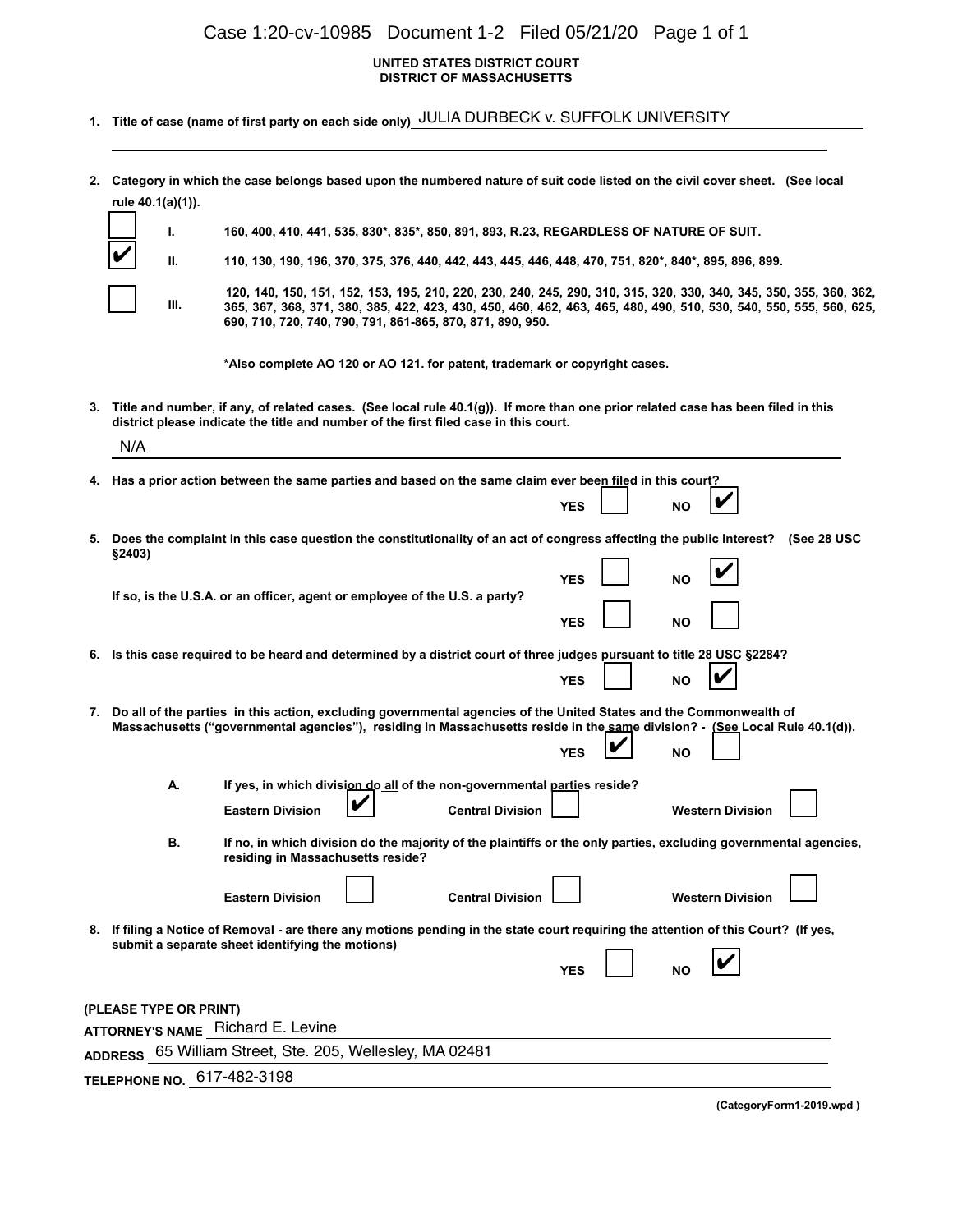**UNITED STATES DISTRICT COURT**
**DISTRICT OF MASSACHUSETTS**

1. **Title of case (name of first party on each side only)** JULIA DURBECK v. SUFFOLK UNIVERSITY

2. **Category in which the case belongs based upon the numbered nature of suit code listed on the civil cover sheet. (See local rule 40.1(a)(1)).**

   - [ ] **I.** 160, 400, 410, 441, 535, 830*, 835*, 850, 891, 893, R.23, REGARDLESS OF NATURE OF SUIT.
   - [x] **II.** 110, 130, 190, 196, 370, 375, 376, 440, 442, 443, 445, 446, 448, 470, 751, 820*, 840*, 895, 896, 899.
   - [ ] **III.** 120, 140, 150, 151, 152, 153, 195, 210, 220, 230, 240, 245, 290, 310, 315, 320, 330, 340, 345, 350, 355, 360, 362, 365, 367, 368, 371, 380, 385, 422, 423, 430, 450, 460, 462, 463, 465, 480, 490, 510, 530, 540, 550, 555, 560, 625, 690, 710, 720, 740, 790, 791, 861-865, 870, 871, 890, 950.

   ***Also complete AO 120 or AO 121. for patent, trademark or copyright cases.**

3. **Title and number, if any, of related cases. (See local rule 40.1(g)). If more than one prior related case has been filed in this district please indicate the title and number of the first filed case in this court.**

   N/A

4. **Has a prior action between the same parties and based on the same claim ever been filed in this court?**

   YES [ ] NO [x]

5. **Does the complaint in this case question the constitutionality of an act of congress affecting the public interest? (See 28 USC §2403)**

   YES [ ] NO [x]

   **If so, is the U.S.A. or an officer, agent or employee of the U.S. a party?**

   YES [ ] NO [ ]

6. **Is this case required to be heard and determined by a district court of three judges pursuant to title 28 USC §2284?**

   YES [ ] NO [x]

7. **Do all of the parties in this action, excluding governmental agencies of the United States and the Commonwealth of Massachusetts ("governmental agencies"), residing in Massachusetts reside in the same division? - (See Local Rule 40.1(d)).**

   YES [x] NO [ ]

   **A. If yes, in which division do all of the non-governmental parties reside?**

   Eastern Division [x] Central Division [ ] Western Division [ ]

   **B. If no, in which division do the majority of the plaintiffs or the only parties, excluding governmental agencies, residing in Massachusetts reside?**

   Eastern Division [ ] Central Division [ ] Western Division [ ]

8. **If filing a Notice of Removal - are there any motions pending in the state court requiring the attention of this Court? (If yes, submit a separate sheet identifying the motions)**

   YES [ ] NO [x]

**(PLEASE TYPE OR PRINT)**

**ATTORNEY'S NAME** Richard E. Levine

**ADDRESS** 65 William Street, Ste. 205, Wellesley, MA 02481

**TELEPHONE NO.** 617-482-3198

(CategoryForm1-2019.wpd )